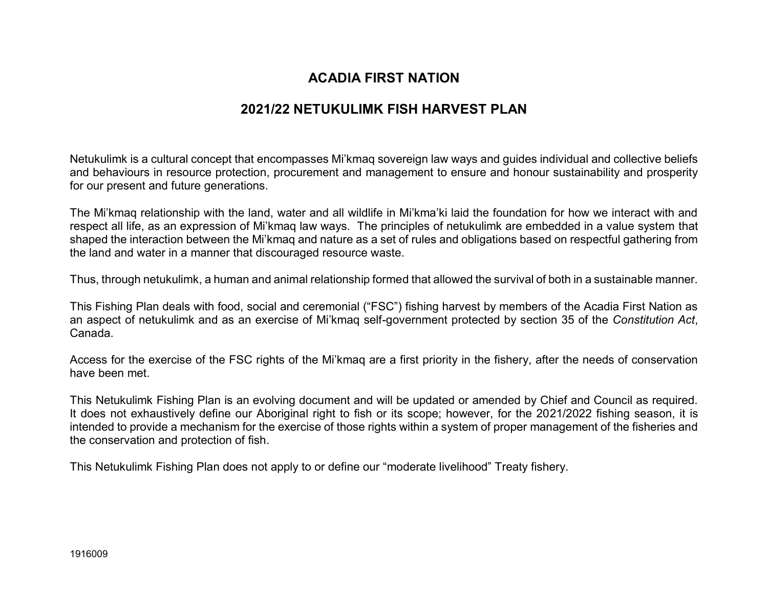# ACADIA FIRST NATION

## 2021/22 NETUKULIMK FISH HARVEST PLAN

Netukulimk is a cultural concept that encompasses Mi'kmaq sovereign law ways and guides individual and collective beliefs and behaviours in resource protection, procurement and management to ensure and honour sustainability and prosperity for our present and future generations.

The Mi'kmaq relationship with the land, water and all wildlife in Mi'kma'ki laid the foundation for how we interact with and respect all life, as an expression of Mi'kmaq law ways. The principles of netukulimk are embedded in a value system that shaped the interaction between the Mi'kmaq and nature as a set of rules and obligations based on respectful gathering from the land and water in a manner that discouraged resource waste.

Thus, through netukulimk, a human and animal relationship formed that allowed the survival of both in a sustainable manner.

This Fishing Plan deals with food, social and ceremonial ("FSC") fishing harvest by members of the Acadia First Nation as an aspect of netukulimk and as an exercise of Mi'kmaq self-government protected by section 35 of the *Constitution Act*, Canada.

Access for the exercise of the FSC rights of the Mi'kmaq are a first priority in the fishery, after the needs of conservation have been met.

This Netukulimk Fishing Plan is an evolving document and will be updated or amended by Chief and Council as required. It does not exhaustively define our Aboriginal right to fish or its scope; however, for the 2021/2022 fishing season, it is intended to provide a mechanism for the exercise of those rights within a system of proper management of the fisheries and the conservation and protection of fish.

This Netukulimk Fishing Plan does not apply to or define our "moderate livelihood" Treaty fishery.

1916009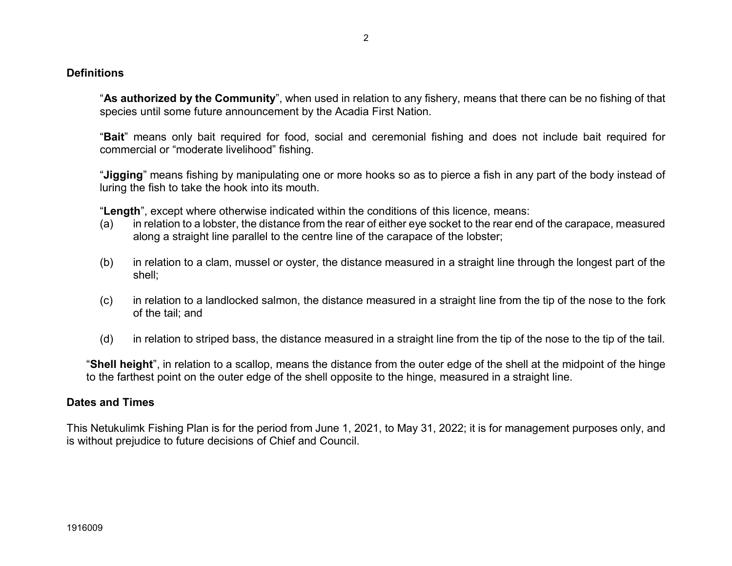## Definitions

"**As authorized by the Community**", when used in relation to any fishery, means that there can be no fishing of that species until some future announcement by the Acadia First Nation.

"**Bait**" means only bait required for food, social and ceremonial fishing and does not include bait required for commercial or "moderate livelihood" fishing.

"**Jigging**" means fishing by manipulating one or more hooks so as to pierce a fish in any part of the body instead of luring the fish to take the hook into its mouth.

"**Length**", except where otherwise indicated within the conditions of this licence, means:

(a) in relation to a lobster, the distance from the rear of either eye socket to the rear end of the carapace, measured along a straight line parallel to the centre line of the carapace of the lobster;

(b) in relation to a clam, mussel or oyster, the distance measured in a straight line through the longest part of the shell;

(c) in relation to a landlocked salmon, the distance measured in a straight line from the tip of the nose to the fork of the tail; and

(d) in relation to striped bass, the distance measured in a straight line from the tip of the nose to the tip of the tail.

"**Shell height**", in relation to a scallop, means the distance from the outer edge of the shell at the midpoint of the hinge to the farthest point on the outer edge of the shell opposite to the hinge, measured in a straight line.

## Dates and Times

This Netukulimk Fishing Plan is for the period from June 1, 2021, to May 31, 2022; it is for management purposes only, and is without prejudice to future decisions of Chief and Council.

1916009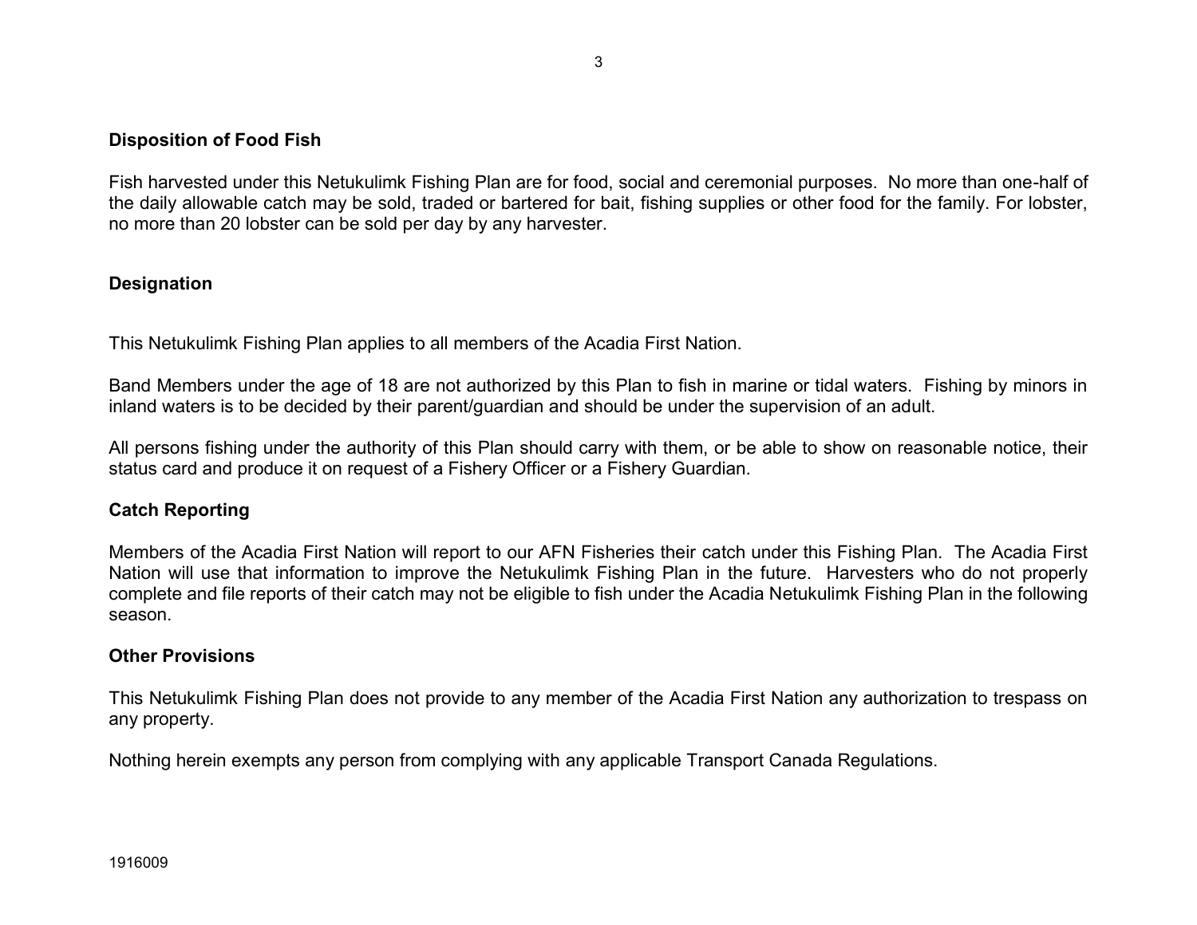## Disposition of Food Fish

Fish harvested under this Netukulimk Fishing Plan are for food, social and ceremonial purposes. No more than one-half of the daily allowable catch may be sold, traded or bartered for bait, fishing supplies or other food for the family. For lobster, no more than 20 lobster can be sold per day by any harvester.

## Designation

This Netukulimk Fishing Plan applies to all members of the Acadia First Nation.

Band Members under the age of 18 are not authorized by this Plan to fish in marine or tidal waters. Fishing by minors in inland waters is to be decided by their parent/guardian and should be under the supervision of an adult.

All persons fishing under the authority of this Plan should carry with them, or be able to show on reasonable notice, their status card and produce it on request of a Fishery Officer or a Fishery Guardian.

## Catch Reporting

Members of the Acadia First Nation will report to our AFN Fisheries their catch under this Fishing Plan. The Acadia First Nation will use that information to improve the Netukulimk Fishing Plan in the future. Harvesters who do not properly complete and file reports of their catch may not be eligible to fish under the Acadia Netukulimk Fishing Plan in the following season.

## Other Provisions

This Netukulimk Fishing Plan does not provide to any member of the Acadia First Nation any authorization to trespass on any property.

Nothing herein exempts any person from complying with any applicable Transport Canada Regulations.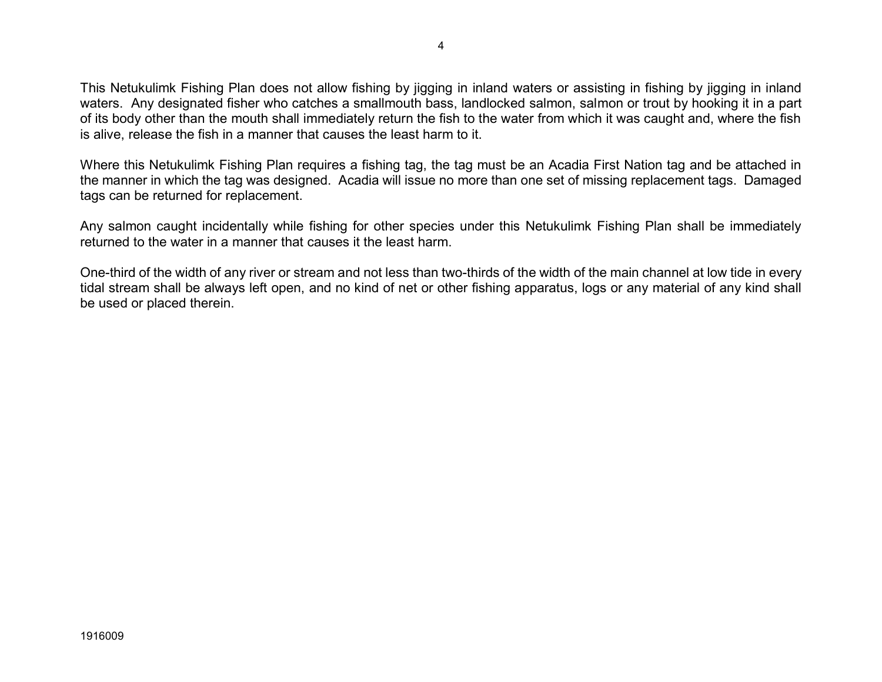This Netukulimk Fishing Plan does not allow fishing by jigging in inland waters or assisting in fishing by jigging in inland waters. Any designated fisher who catches a smallmouth bass, landlocked salmon, salmon or trout by hooking it in a part of its body other than the mouth shall immediately return the fish to the water from which it was caught and, where the fish is alive, release the fish in a manner that causes the least harm to it.

Where this Netukulimk Fishing Plan requires a fishing tag, the tag must be an Acadia First Nation tag and be attached in the manner in which the tag was designed. Acadia will issue no more than one set of missing replacement tags. Damaged tags can be returned for replacement.

Any salmon caught incidentally while fishing for other species under this Netukulimk Fishing Plan shall be immediately returned to the water in a manner that causes it the least harm.

One-third of the width of any river or stream and not less than two-thirds of the width of the main channel at low tide in every tidal stream shall be always left open, and no kind of net or other fishing apparatus, logs or any material of any kind shall be used or placed therein.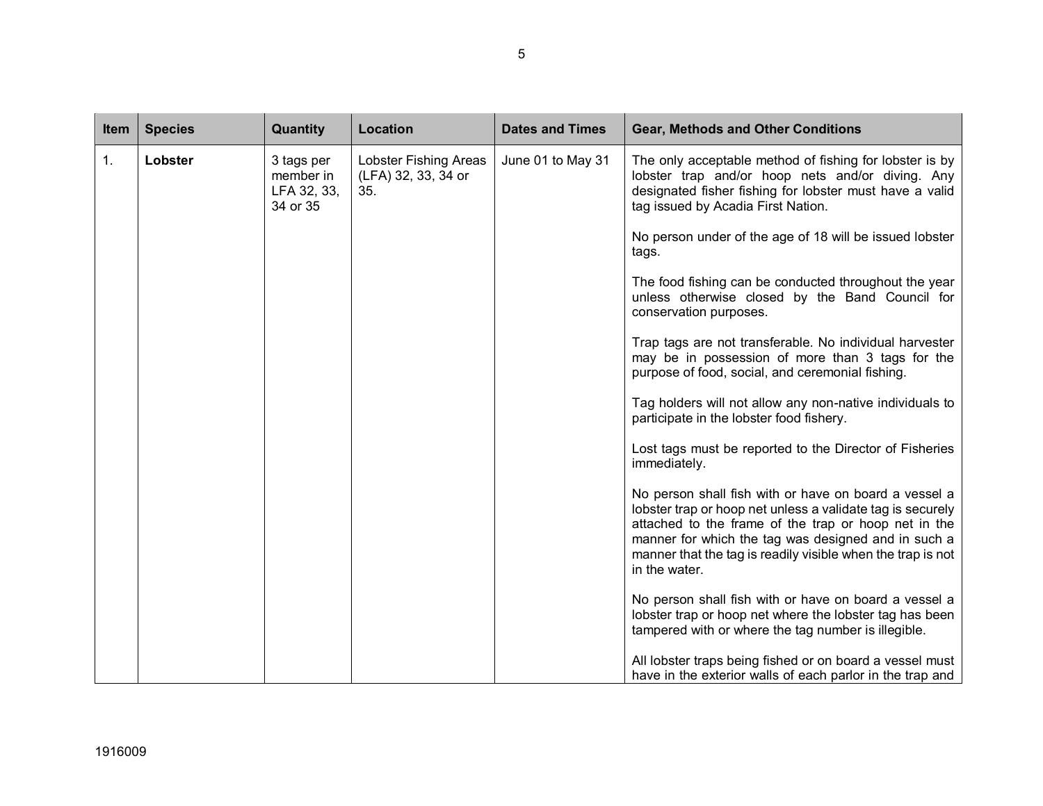| Item | Species | Quantity | Location | Dates and Times | Gear, Methods and Other Conditions |
|---|---|---|---|---|---|
| 1. | **Lobster** | 3 tags per member in LFA 32, 33, 34 or 35 | Lobster Fishing Areas (LFA) 32, 33, 34 or 35. | June 01 to May 31 | The only acceptable method of fishing for lobster is by lobster trap and/or hoop nets and/or diving. Any designated fisher fishing for lobster must have a valid tag issued by Acadia First Nation.<br><br>No person under of the age of 18 will be issued lobster tags.<br><br>The food fishing can be conducted throughout the year unless otherwise closed by the Band Council for conservation purposes.<br><br>Trap tags are not transferable. No individual harvester may be in possession of more than 3 tags for the purpose of food, social, and ceremonial fishing.<br><br>Tag holders will not allow any non-native individuals to participate in the lobster food fishery.<br><br>Lost tags must be reported to the Director of Fisheries immediately.<br><br>No person shall fish with or have on board a vessel a lobster trap or hoop net unless a validate tag is securely attached to the frame of the trap or hoop net in the manner for which the tag was designed and in such a manner that the tag is readily visible when the trap is not in the water.<br><br>No person shall fish with or have on board a vessel a lobster trap or hoop net where the lobster tag has been tampered with or where the tag number is illegible.<br><br>All lobster traps being fished or on board a vessel must have in the exterior walls of each parlor in the trap and |

1916009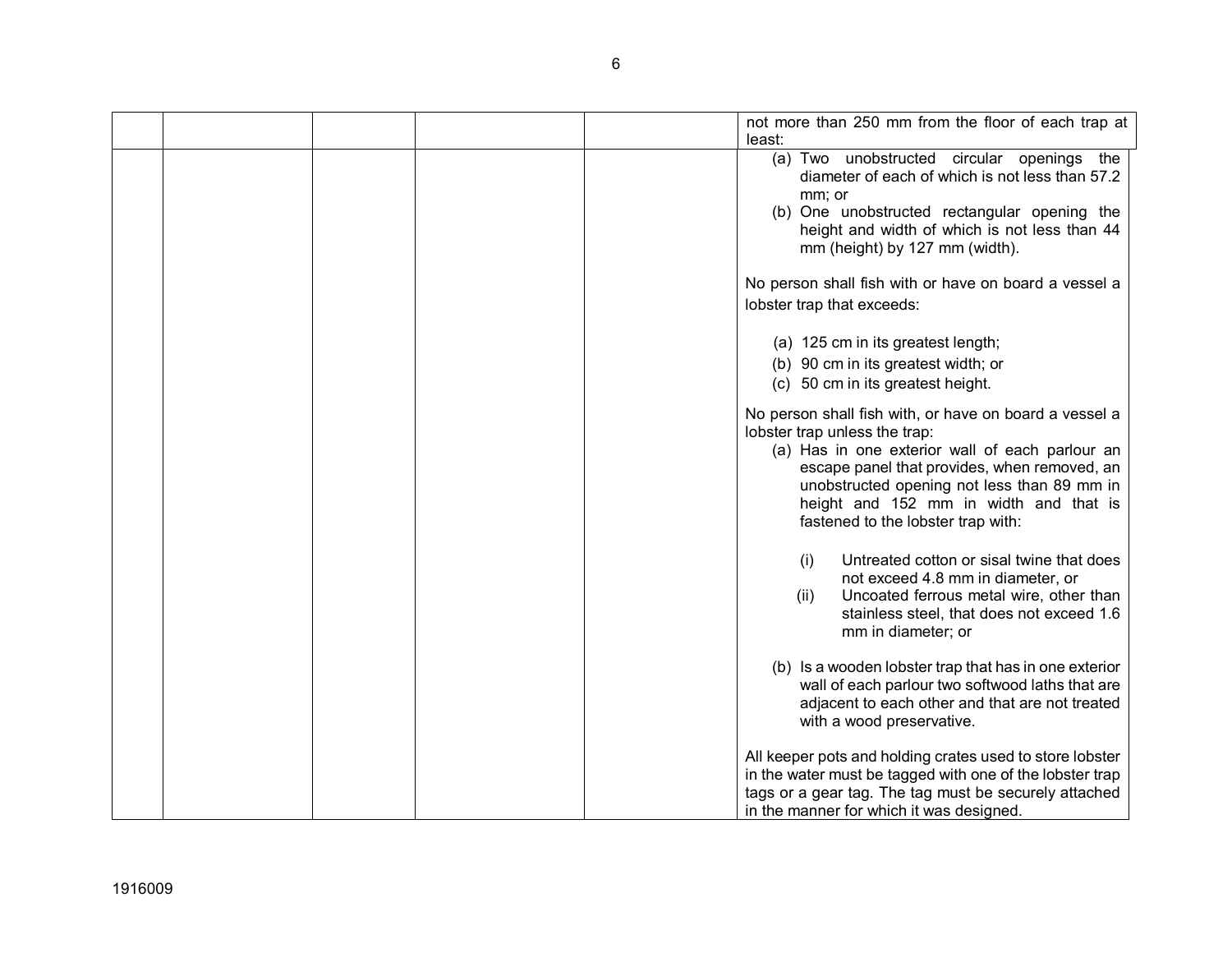| | | | | | |
|---|---|---|---|---|---|
| | | | | | not more than 250 mm from the floor of each trap at least: |
| | | | | | (a) Two unobstructed circular openings the diameter of each of which is not less than 57.2 mm; or<br>(b) One unobstructed rectangular opening the height and width of which is not less than 44 mm (height) by 127 mm (width).<br><br>No person shall fish with or have on board a vessel a lobster trap that exceeds:<br><br>(a) 125 cm in its greatest length;<br>(b) 90 cm in its greatest width; or<br>(c) 50 cm in its greatest height.<br><br>No person shall fish with, or have on board a vessel a lobster trap unless the trap:<br>(a) Has in one exterior wall of each parlour an escape panel that provides, when removed, an unobstructed opening not less than 89 mm in height and 152 mm in width and that is fastened to the lobster trap with:<br><br>(i) Untreated cotton or sisal twine that does not exceed 4.8 mm in diameter, or<br>(ii) Uncoated ferrous metal wire, other than stainless steel, that does not exceed 1.6 mm in diameter; or<br><br>(b) Is a wooden lobster trap that has in one exterior wall of each parlour two softwood laths that are adjacent to each other and that are not treated with a wood preservative.<br><br>All keeper pots and holding crates used to store lobster in the water must be tagged with one of the lobster trap tags or a gear tag. The tag must be securely attached in the manner for which it was designed. |

1916009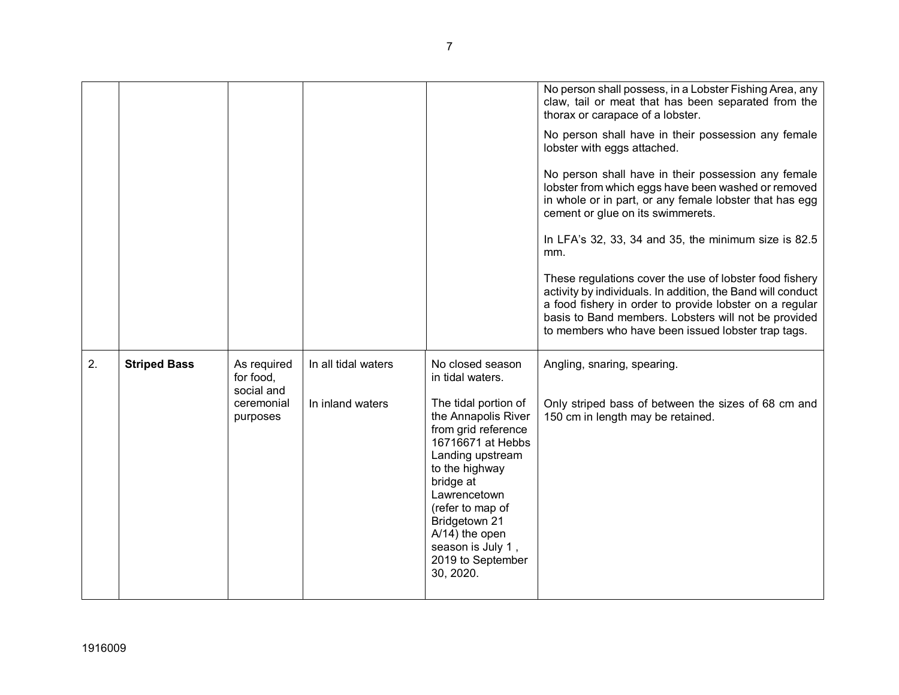| | | | | | |
|---|---|---|---|---|---|
| | | | | | No person shall possess, in a Lobster Fishing Area, any claw, tail or meat that has been separated from the thorax or carapace of a lobster.<br><br>No person shall have in their possession any female lobster with eggs attached.<br><br>No person shall have in their possession any female lobster from which eggs have been washed or removed in whole or in part, or any female lobster that has egg cement or glue on its swimmerets.<br><br>In LFA's 32, 33, 34 and 35, the minimum size is 82.5 mm.<br><br>These regulations cover the use of lobster food fishery activity by individuals. In addition, the Band will conduct a food fishery in order to provide lobster on a regular basis to Band members. Lobsters will not be provided to members who have been issued lobster trap tags. |
| 2. | **Striped Bass** | As required for food, social and ceremonial purposes | In all tidal waters<br><br>In inland waters | No closed season in tidal waters.<br><br>The tidal portion of the Annapolis River from grid reference 16716671 at Hebbs Landing upstream to the highway bridge at Lawrencetown (refer to map of Bridgetown 21 A/14) the open season is July 1 , 2019 to September 30, 2020. | Angling, snaring, spearing.<br><br>Only striped bass of between the sizes of 68 cm and 150 cm in length may be retained. |

1916009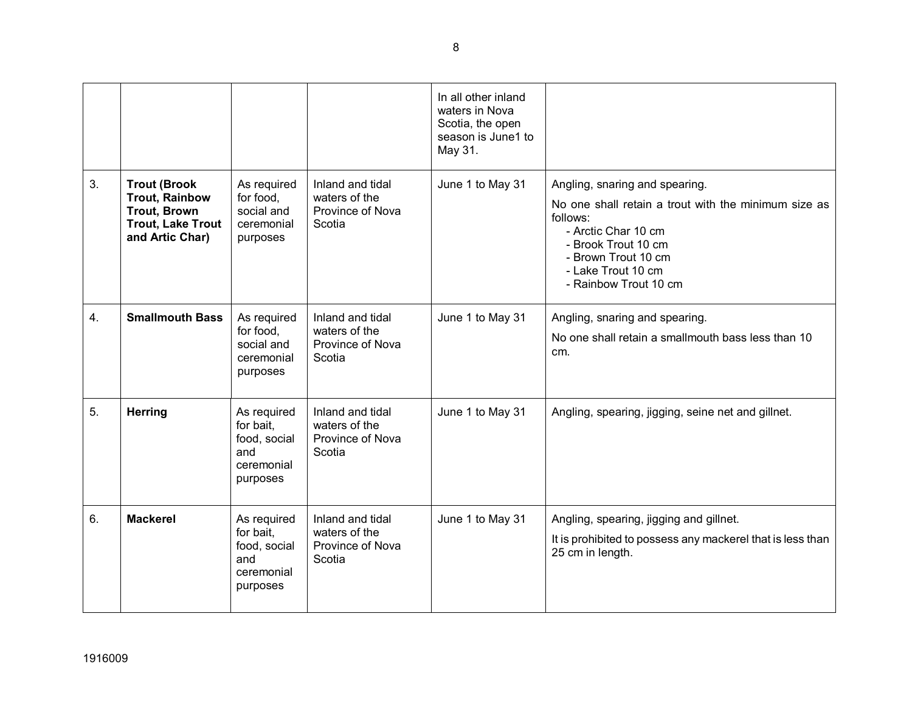|  |  |  |  | In all other inland waters in Nova Scotia, the open season is June1 to May 31. |  |
|---|---|---|---|---|---|
| 3. | **Trout (Brook Trout, Rainbow Trout, Brown Trout, Lake Trout and Artic Char)** | As required for food, social and ceremonial purposes | Inland and tidal waters of the Province of Nova Scotia | June 1 to May 31 | Angling, snaring and spearing.<br><br>No one shall retain a trout with the minimum size as follows:<br>- Arctic Char 10 cm<br>- Brook Trout 10 cm<br>- Brown Trout 10 cm<br>- Lake Trout 10 cm<br>- Rainbow Trout 10 cm |
| 4. | **Smallmouth Bass** | As required for food, social and ceremonial purposes | Inland and tidal waters of the Province of Nova Scotia | June 1 to May 31 | Angling, snaring and spearing.<br><br>No one shall retain a smallmouth bass less than 10 cm. |
| 5. | **Herring** | As required for bait, food, social and ceremonial purposes | Inland and tidal waters of the Province of Nova Scotia | June 1 to May 31 | Angling, spearing, jigging, seine net and gillnet. |
| 6. | **Mackerel** | As required for bait, food, social and ceremonial purposes | Inland and tidal waters of the Province of Nova Scotia | June 1 to May 31 | Angling, spearing, jigging and gillnet.<br><br>It is prohibited to possess any mackerel that is less than 25 cm in length. |

1916009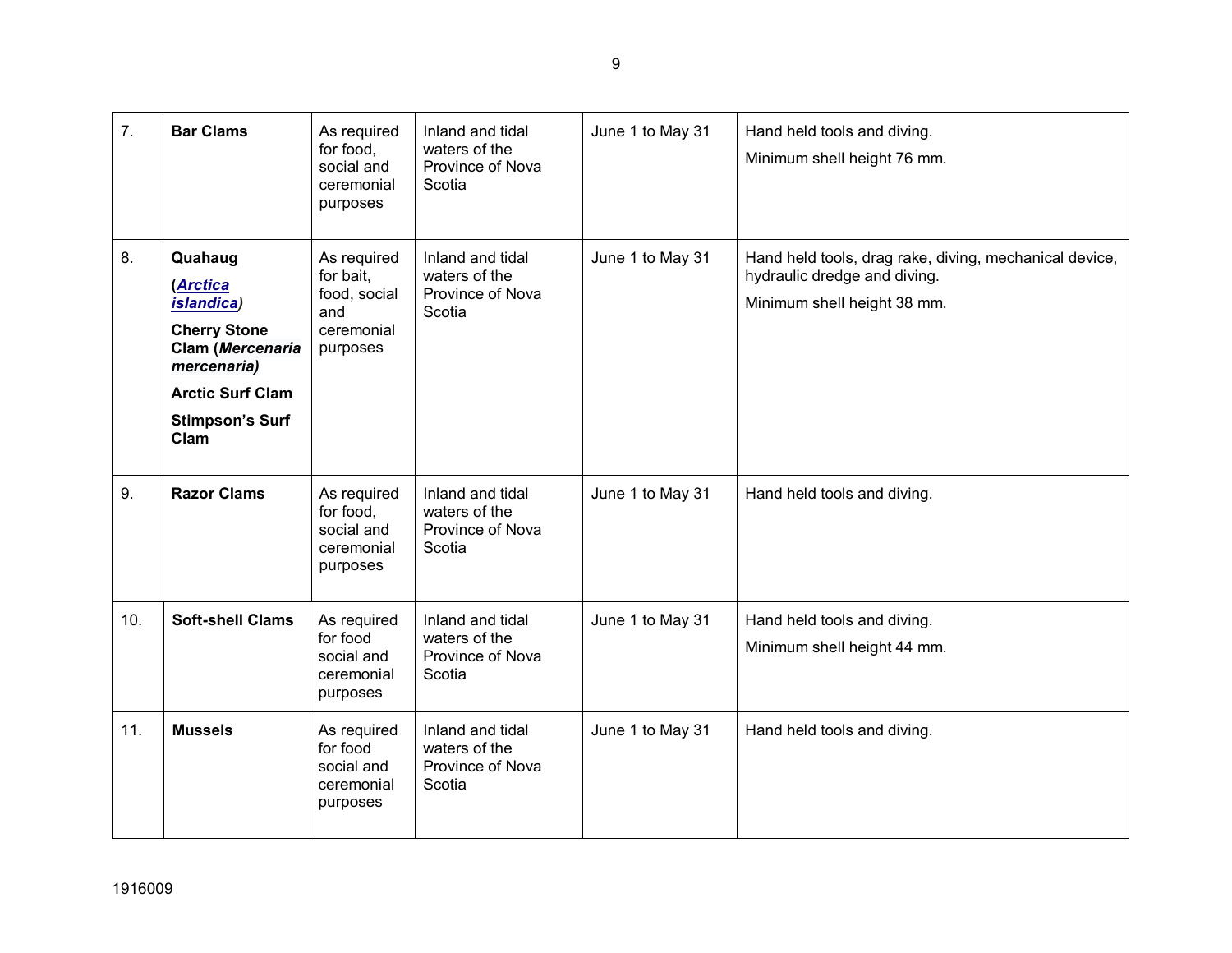| 7. | **Bar Clams** | As required for food, social and ceremonial purposes | Inland and tidal waters of the Province of Nova Scotia | June 1 to May 31 | Hand held tools and diving.<br>Minimum shell height 76 mm. |
|---|---|---|---|---|---|
| 8. | **Quahaug**<br>**(*Arctica islandica*)**<br>**Cherry Stone Clam (*Mercenaria mercenaria)***<br>**Arctic Surf Clam**<br>**Stimpson's Surf Clam** | As required for bait, food, social and ceremonial purposes | Inland and tidal waters of the Province of Nova Scotia | June 1 to May 31 | Hand held tools, drag rake, diving, mechanical device, hydraulic dredge and diving.<br>Minimum shell height 38 mm. |
| 9. | **Razor Clams** | As required for food, social and ceremonial purposes | Inland and tidal waters of the Province of Nova Scotia | June 1 to May 31 | Hand held tools and diving. |
| 10. | **Soft-shell Clams** | As required for food social and ceremonial purposes | Inland and tidal waters of the Province of Nova Scotia | June 1 to May 31 | Hand held tools and diving.<br>Minimum shell height 44 mm. |
| 11. | **Mussels** | As required for food social and ceremonial purposes | Inland and tidal waters of the Province of Nova Scotia | June 1 to May 31 | Hand held tools and diving. |

1916009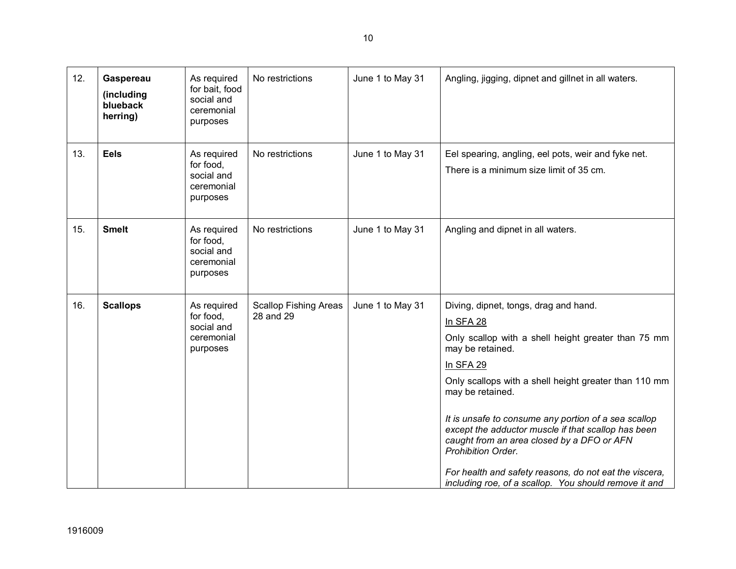| | | | | | |
|---|---|---|---|---|---|
| 12. | **Gaspereau (including blueback herring)** | As required for bait, food social and ceremonial purposes | No restrictions | June 1 to May 31 | Angling, jigging, dipnet and gillnet in all waters. |
| 13. | **Eels** | As required for food, social and ceremonial purposes | No restrictions | June 1 to May 31 | Eel spearing, angling, eel pots, weir and fyke net.<br>There is a minimum size limit of 35 cm. |
| 15. | **Smelt** | As required for food, social and ceremonial purposes | No restrictions | June 1 to May 31 | Angling and dipnet in all waters. |
| 16. | **Scallops** | As required for food, social and ceremonial purposes | Scallop Fishing Areas 28 and 29 | June 1 to May 31 | Diving, dipnet, tongs, drag and hand.<br>In SFA 28<br>Only scallop with a shell height greater than 75 mm may be retained.<br>In SFA 29<br>Only scallops with a shell height greater than 110 mm may be retained.<br><br>*It is unsafe to consume any portion of a sea scallop except the adductor muscle if that scallop has been caught from an area closed by a DFO or AFN Prohibition Order.*<br><br>*For health and safety reasons, do not eat the viscera, including roe, of a scallop. You should remove it and* |

1916009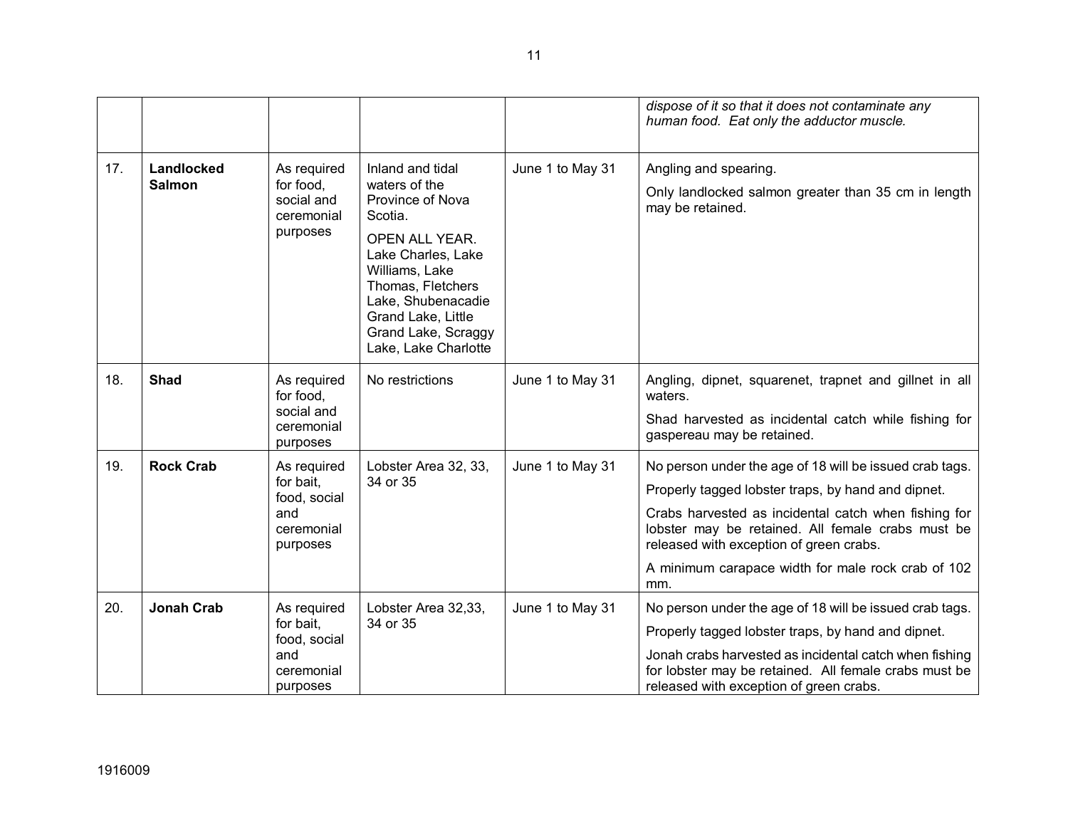| | | | | | |
|---|---|---|---|---|---|
| | | | | | *dispose of it so that it does not contaminate any human food. Eat only the adductor muscle.* |
| 17. | **Landlocked Salmon** | As required for food, social and ceremonial purposes | Inland and tidal waters of the Province of Nova Scotia.<br><br>OPEN ALL YEAR. Lake Charles, Lake Williams, Lake Thomas, Fletchers Lake, Shubenacadie Grand Lake, Little Grand Lake, Scraggy Lake, Lake Charlotte | June 1 to May 31 | Angling and spearing.<br><br>Only landlocked salmon greater than 35 cm in length may be retained. |
| 18. | **Shad** | As required for food, social and ceremonial purposes | No restrictions | June 1 to May 31 | Angling, dipnet, squarenet, trapnet and gillnet in all waters.<br><br>Shad harvested as incidental catch while fishing for gaspereau may be retained. |
| 19. | **Rock Crab** | As required for bait, food, social and ceremonial purposes | Lobster Area 32, 33, 34 or 35 | June 1 to May 31 | No person under the age of 18 will be issued crab tags.<br><br>Properly tagged lobster traps, by hand and dipnet.<br><br>Crabs harvested as incidental catch when fishing for lobster may be retained. All female crabs must be released with exception of green crabs.<br><br>A minimum carapace width for male rock crab of 102 mm. |
| 20. | **Jonah Crab** | As required for bait, food, social and ceremonial purposes | Lobster Area 32,33, 34 or 35 | June 1 to May 31 | No person under the age of 18 will be issued crab tags.<br><br>Properly tagged lobster traps, by hand and dipnet.<br><br>Jonah crabs harvested as incidental catch when fishing for lobster may be retained. All female crabs must be released with exception of green crabs. |

1916009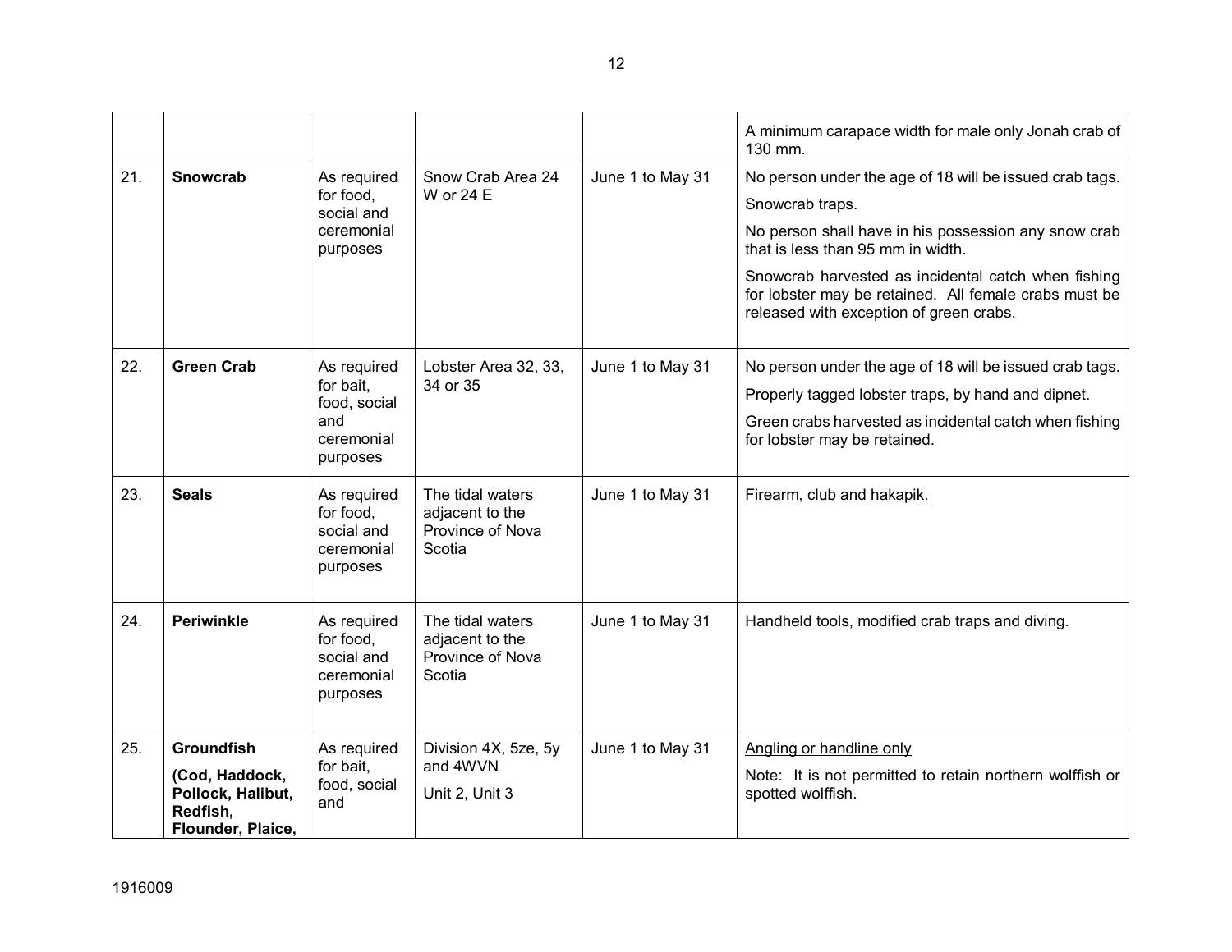| | | | | | |
|---|---|---|---|---|---|
| | | | | | A minimum carapace width for male only Jonah crab of 130 mm. |
| 21. | **Snowcrab** | As required for food, social and ceremonial purposes | Snow Crab Area 24 W or 24 E | June 1 to May 31 | No person under the age of 18 will be issued crab tags.<br><br>Snowcrab traps.<br><br>No person shall have in his possession any snow crab that is less than 95 mm in width.<br><br>Snowcrab harvested as incidental catch when fishing for lobster may be retained. All female crabs must be released with exception of green crabs. |
| 22. | **Green Crab** | As required for bait, food, social and ceremonial purposes | Lobster Area 32, 33, 34 or 35 | June 1 to May 31 | No person under the age of 18 will be issued crab tags.<br><br>Properly tagged lobster traps, by hand and dipnet.<br><br>Green crabs harvested as incidental catch when fishing for lobster may be retained. |
| 23. | **Seals** | As required for food, social and ceremonial purposes | The tidal waters adjacent to the Province of Nova Scotia | June 1 to May 31 | Firearm, club and hakapik. |
| 24. | **Periwinkle** | As required for food, social and ceremonial purposes | The tidal waters adjacent to the Province of Nova Scotia | June 1 to May 31 | Handheld tools, modified crab traps and diving. |
| 25. | **Groundfish**<br><br>**(Cod, Haddock, Pollock, Halibut, Redfish, Flounder, Plaice,** | As required for bait, food, social and | Division 4X, 5ze, 5y and 4WVN<br><br>Unit 2, Unit 3 | June 1 to May 31 | <u>Angling or handline only</u><br><br>Note: It is not permitted to retain northern wolffish or spotted wolffish. |

1916009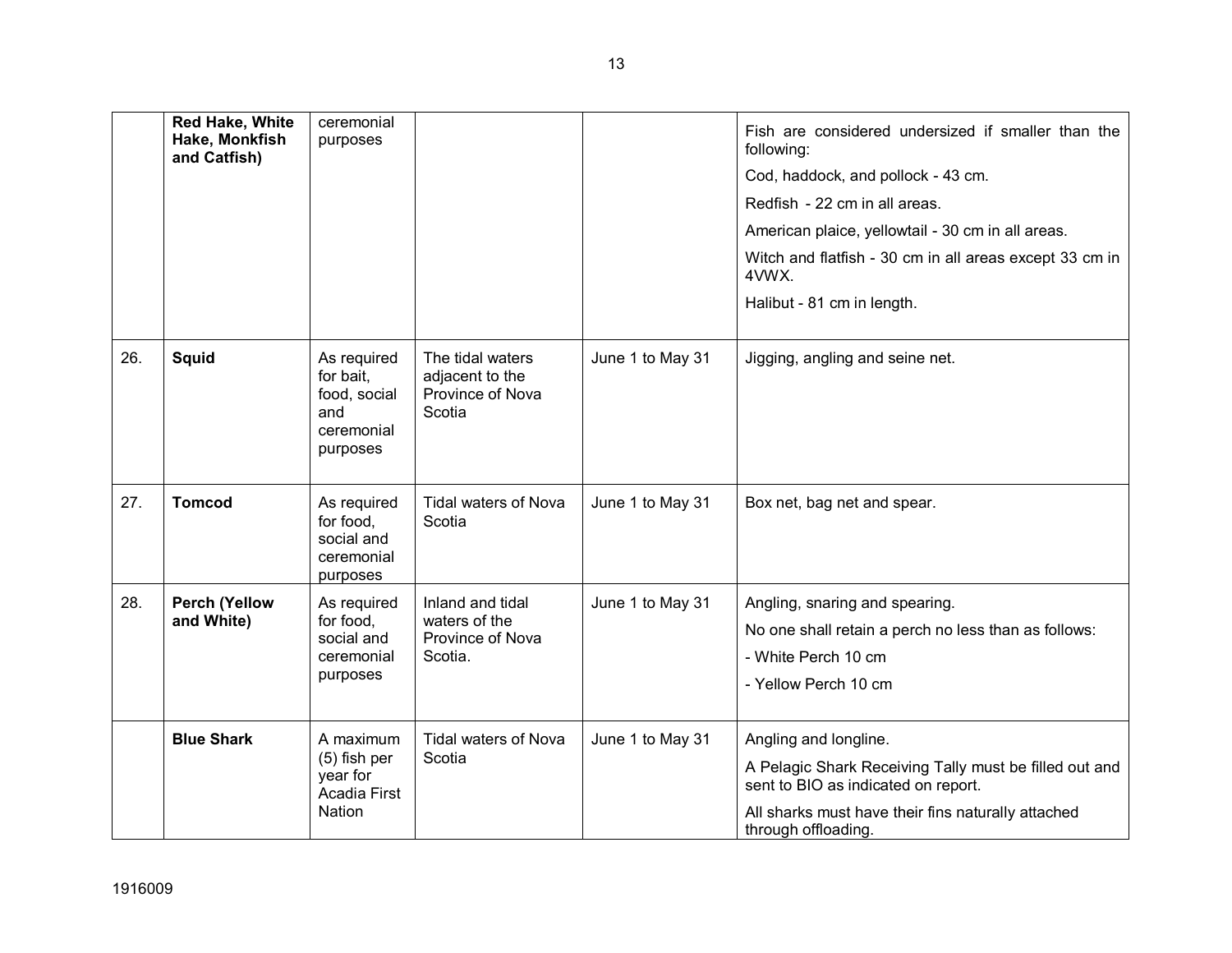| | | | | | |
|---|---|---|---|---|---|
| | **Red Hake, White Hake, Monkfish and Catfish)** | ceremonial purposes | | | Fish are considered undersized if smaller than the following:<br>Cod, haddock, and pollock - 43 cm.<br>Redfish - 22 cm in all areas.<br>American plaice, yellowtail - 30 cm in all areas.<br>Witch and flatfish - 30 cm in all areas except 33 cm in 4VWX.<br>Halibut - 81 cm in length. |
| 26. | **Squid** | As required for bait, food, social and ceremonial purposes | The tidal waters adjacent to the Province of Nova Scotia | June 1 to May 31 | Jigging, angling and seine net. |
| 27. | **Tomcod** | As required for food, social and ceremonial purposes | Tidal waters of Nova Scotia | June 1 to May 31 | Box net, bag net and spear. |
| 28. | **Perch (Yellow and White)** | As required for food, social and ceremonial purposes | Inland and tidal waters of the Province of Nova Scotia. | June 1 to May 31 | Angling, snaring and spearing.<br>No one shall retain a perch no less than as follows:<br>- White Perch 10 cm<br>- Yellow Perch 10 cm |
| | **Blue Shark** | A maximum (5) fish per year for Acadia First Nation | Tidal waters of Nova Scotia | June 1 to May 31 | Angling and longline.<br>A Pelagic Shark Receiving Tally must be filled out and sent to BIO as indicated on report.<br>All sharks must have their fins naturally attached through offloading. |

1916009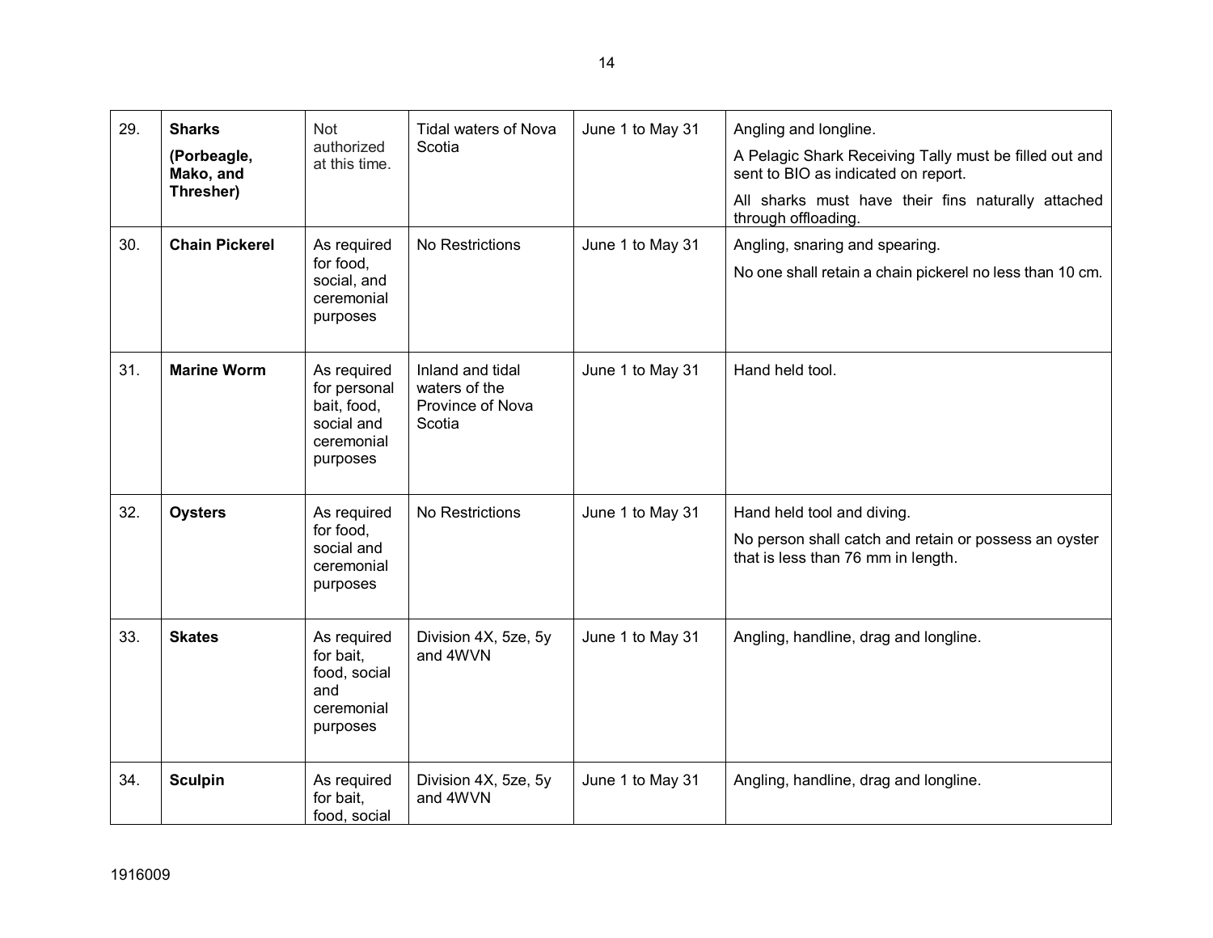| | | | | | |
|---|---|---|---|---|---|
| 29. | **Sharks (Porbeagle, Mako, and Thresher)** | Not authorized at this time. | Tidal waters of Nova Scotia | June 1 to May 31 | Angling and longline.<br><br>A Pelagic Shark Receiving Tally must be filled out and sent to BIO as indicated on report.<br><br>All sharks must have their fins naturally attached through offloading. |
| 30. | **Chain Pickerel** | As required for food, social, and ceremonial purposes | No Restrictions | June 1 to May 31 | Angling, snaring and spearing.<br><br>No one shall retain a chain pickerel no less than 10 cm. |
| 31. | **Marine Worm** | As required for personal bait, food, social and ceremonial purposes | Inland and tidal waters of the Province of Nova Scotia | June 1 to May 31 | Hand held tool. |
| 32. | **Oysters** | As required for food, social and ceremonial purposes | No Restrictions | June 1 to May 31 | Hand held tool and diving.<br><br>No person shall catch and retain or possess an oyster that is less than 76 mm in length. |
| 33. | **Skates** | As required for bait, food, social and ceremonial purposes | Division 4X, 5ze, 5y and 4WVN | June 1 to May 31 | Angling, handline, drag and longline. |
| 34. | **Sculpin** | As required for bait, food, social | Division 4X, 5ze, 5y and 4WVN | June 1 to May 31 | Angling, handline, drag and longline. |

1916009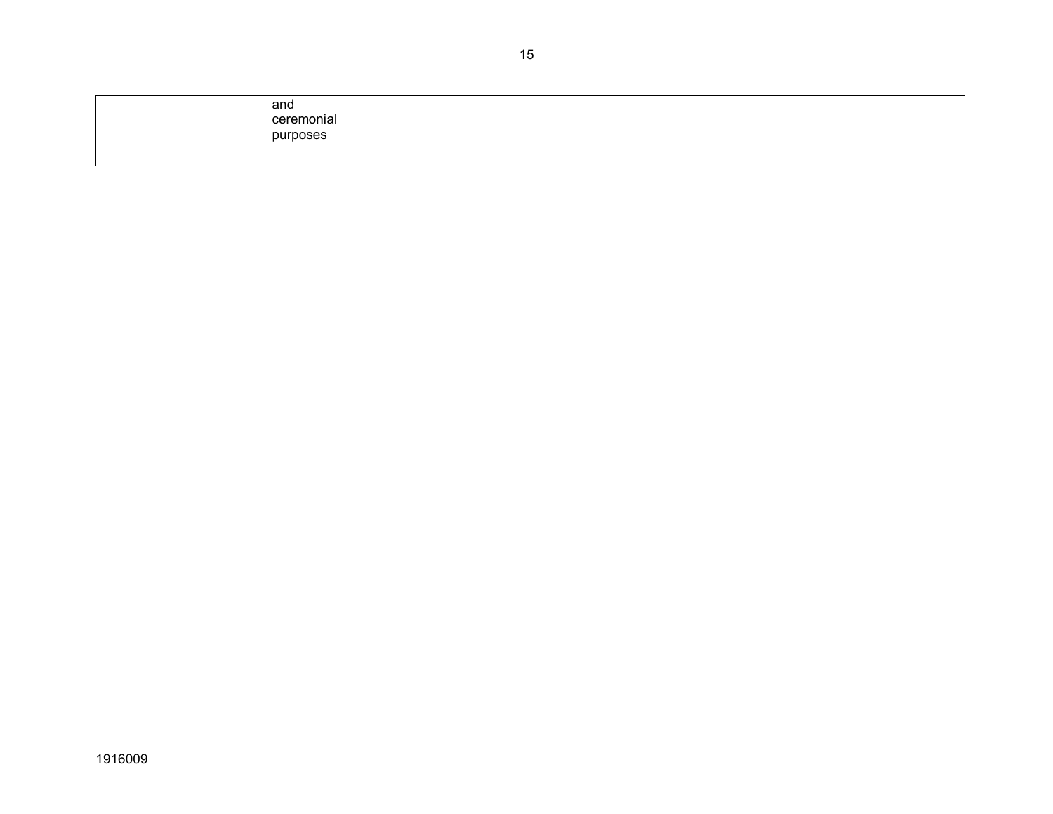|  |  | and ceremonial purposes |  |  |  |
|---|---|---|---|---|---|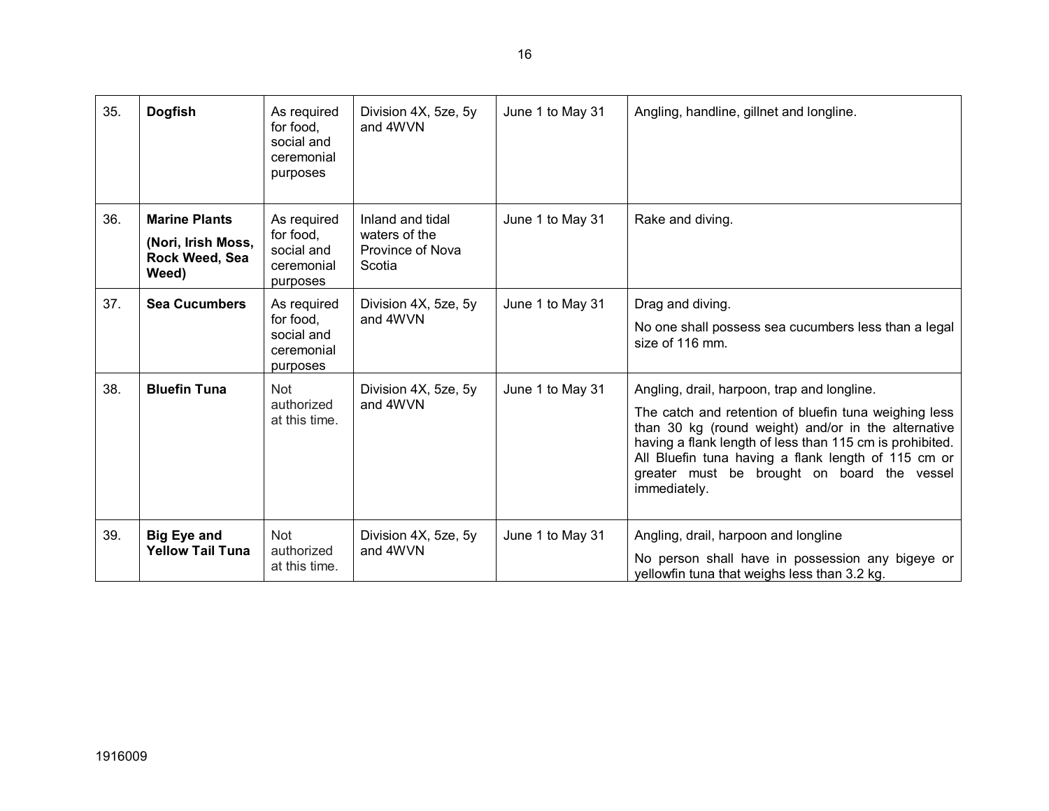| 35. | **Dogfish** | As required for food, social and ceremonial purposes | Division 4X, 5ze, 5y and 4WVN | June 1 to May 31 | Angling, handline, gillnet and longline. |
|---|---|---|---|---|---|
| 36. | **Marine Plants (Nori, Irish Moss, Rock Weed, Sea Weed)** | As required for food, social and ceremonial purposes | Inland and tidal waters of the Province of Nova Scotia | June 1 to May 31 | Rake and diving. |
| 37. | **Sea Cucumbers** | As required for food, social and ceremonial purposes | Division 4X, 5ze, 5y and 4WVN | June 1 to May 31 | Drag and diving.<br><br>No one shall possess sea cucumbers less than a legal size of 116 mm. |
| 38. | **Bluefin Tuna** | Not authorized at this time. | Division 4X, 5ze, 5y and 4WVN | June 1 to May 31 | Angling, drail, harpoon, trap and longline.<br><br>The catch and retention of bluefin tuna weighing less than 30 kg (round weight) and/or in the alternative having a flank length of less than 115 cm is prohibited. All Bluefin tuna having a flank length of 115 cm or greater must be brought on board the vessel immediately. |
| 39. | **Big Eye and Yellow Tail Tuna** | Not authorized at this time. | Division 4X, 5ze, 5y and 4WVN | June 1 to May 31 | Angling, drail, harpoon and longline<br><br>No person shall have in possession any bigeye or yellowfin tuna that weighs less than 3.2 kg. |

1916009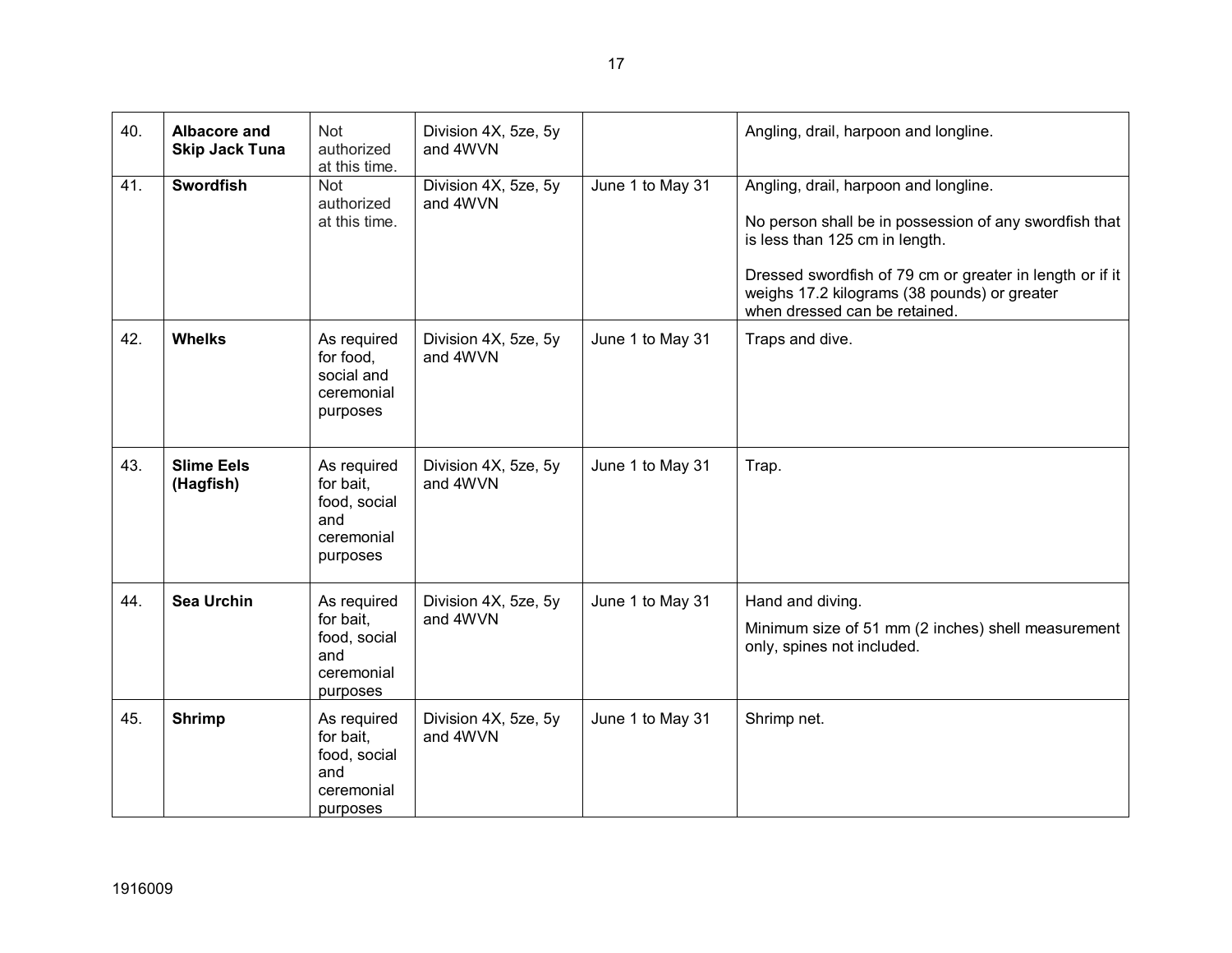| | | | | | |
|---|---|---|---|---|---|
| 40. | **Albacore and Skip Jack Tuna** | Not authorized at this time. | Division 4X, 5ze, 5y and 4WVN | | Angling, drail, harpoon and longline. |
| 41. | **Swordfish** | Not authorized at this time. | Division 4X, 5ze, 5y and 4WVN | June 1 to May 31 | Angling, drail, harpoon and longline.<br><br>No person shall be in possession of any swordfish that is less than 125 cm in length.<br><br>Dressed swordfish of 79 cm or greater in length or if it weighs 17.2 kilograms (38 pounds) or greater when dressed can be retained. |
| 42. | **Whelks** | As required for food, social and ceremonial purposes | Division 4X, 5ze, 5y and 4WVN | June 1 to May 31 | Traps and dive. |
| 43. | **Slime Eels (Hagfish)** | As required for bait, food, social and ceremonial purposes | Division 4X, 5ze, 5y and 4WVN | June 1 to May 31 | Trap. |
| 44. | **Sea Urchin** | As required for bait, food, social and ceremonial purposes | Division 4X, 5ze, 5y and 4WVN | June 1 to May 31 | Hand and diving.<br><br>Minimum size of 51 mm (2 inches) shell measurement only, spines not included. |
| 45. | **Shrimp** | As required for bait, food, social and ceremonial purposes | Division 4X, 5ze, 5y and 4WVN | June 1 to May 31 | Shrimp net. |

1916009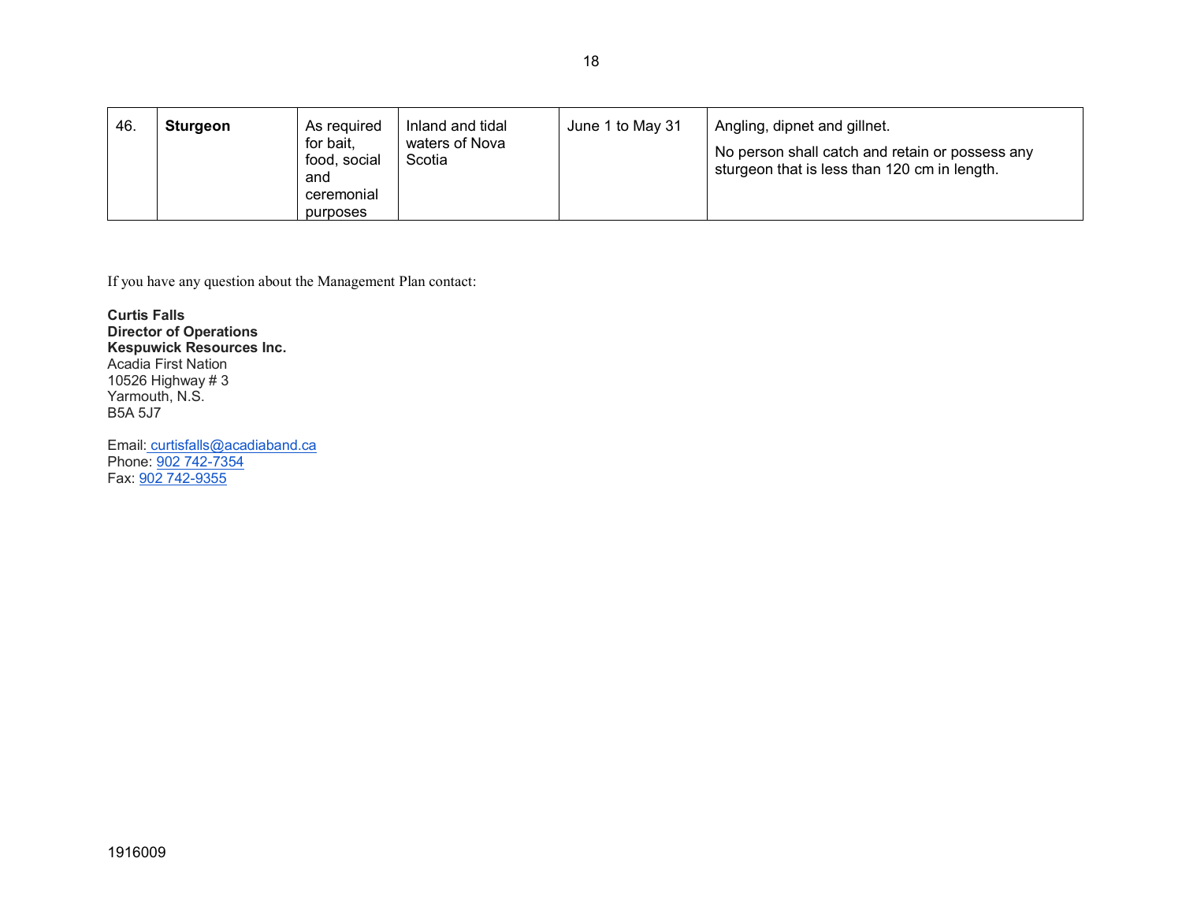| | | | | | |
|---|---|---|---|---|---|
| 46. | **Sturgeon** | As required for bait, food, social and ceremonial purposes | Inland and tidal waters of Nova Scotia | June 1 to May 31 | Angling, dipnet and gillnet.<br><br>No person shall catch and retain or possess any sturgeon that is less than 120 cm in length. |

If you have any question about the Management Plan contact:

**Curtis Falls**
**Director of Operations**
**Kespuwick Resources Inc.**
Acadia First Nation
10526 Highway # 3
Yarmouth, N.S.
B5A 5J7

Email: curtisfalls@acadiaband.ca
Phone: 902 742-7354
Fax: 902 742-9355

1916009